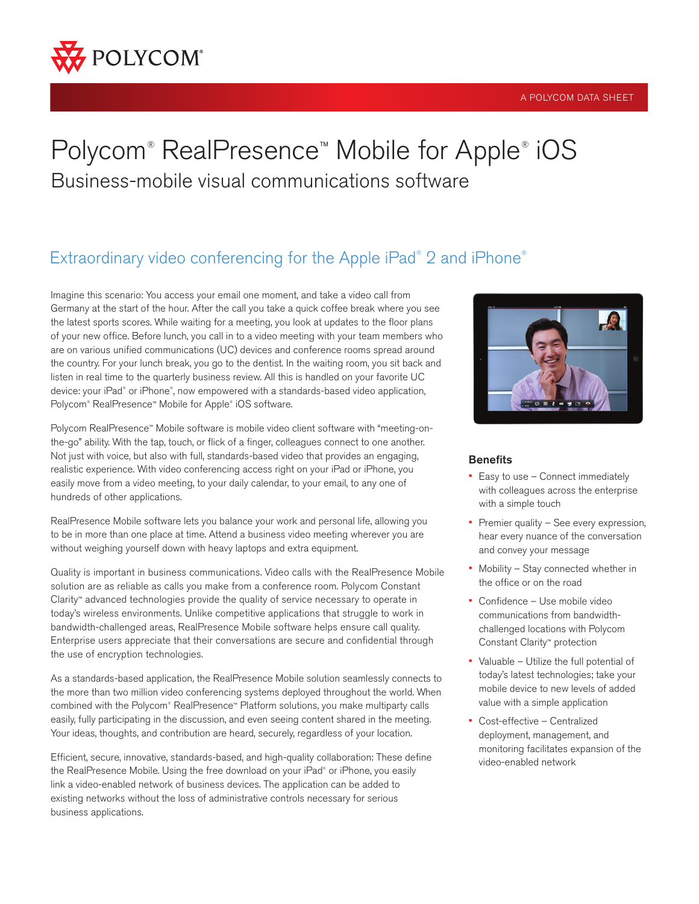# Polycom® RealPresence™ Mobile for Apple® iOS

## Business-mobile visual communications software

A POLYCOM DATA SHEET

## Extraordinary video conferencing for the Apple iPad® 2 and iPhone®

Imagine this scenario: You access your email one moment, and take a video call from Germany at the start of the hour. After the call you take a quick coffee break where you see the latest sports scores. While waiting for a meeting, you look at updates to the floor plans of your new office. Before lunch, you call in to a video meeting with your team members who are on various unified communications (UC) devices and conference rooms spread around the country. For your lunch break, you go to the dentist. In the waiting room, you sit back and listen in real time to the quarterly business review. All this is handled on your favorite UC device: your iPad® or iPhone®, now empowered with a standards-based video application, Polycom® RealPresence™ Mobile for Apple® iOS software.

Polycom RealPresence™ Mobile software is mobile video client software with "meeting-on-the-go" ability. With the tap, touch, or flick of a finger, colleagues connect to one another. Not just with voice, but also with full, standards-based video that provides an engaging, realistic experience. With video conferencing access right on your iPad or iPhone, you easily move from a video meeting, to your daily calendar, to your email, to any one of hundreds of other applications.

RealPresence Mobile software lets you balance your work and personal life, allowing you to be in more than one place at time. Attend a business video meeting wherever you are without weighing yourself down with heavy laptops and extra equipment.

Quality is important in business communications. Video calls with the RealPresence Mobile solution are as reliable as calls you make from a conference room. Polycom Constant Clarity™ advanced technologies provide the quality of service necessary to operate in today's wireless environments. Unlike competitive applications that struggle to work in bandwidth-challenged areas, RealPresence Mobile software helps ensure call quality. Enterprise users appreciate that their conversations are secure and confidential through the use of encryption technologies.

As a standards-based application, the RealPresence Mobile solution seamlessly connects to the more than two million video conferencing systems deployed throughout the world. When combined with the Polycom® RealPresence™ Platform solutions, you make multiparty calls easily, fully participating in the discussion, and even seeing content shared in the meeting. Your ideas, thoughts, and contribution are heard, securely, regardless of your location.

Efficient, secure, innovative, standards-based, and high-quality collaboration: These define the RealPresence Mobile. Using the free download on your iPad® or iPhone, you easily link a video-enabled network of business devices. The application can be added to existing networks without the loss of administrative controls necessary for serious business applications.

### Benefits

- Easy to use – Connect immediately with colleagues across the enterprise with a simple touch
- Premier quality – See every expression, hear every nuance of the conversation and convey your message
- Mobility – Stay connected whether in the office or on the road
- Confidence – Use mobile video communications from bandwidth-challenged locations with Polycom Constant Clarity™ protection
- Valuable – Utilize the full potential of today's latest technologies; take your mobile device to new levels of added value with a simple application
- Cost-effective – Centralized deployment, management, and monitoring facilitates expansion of the video-enabled network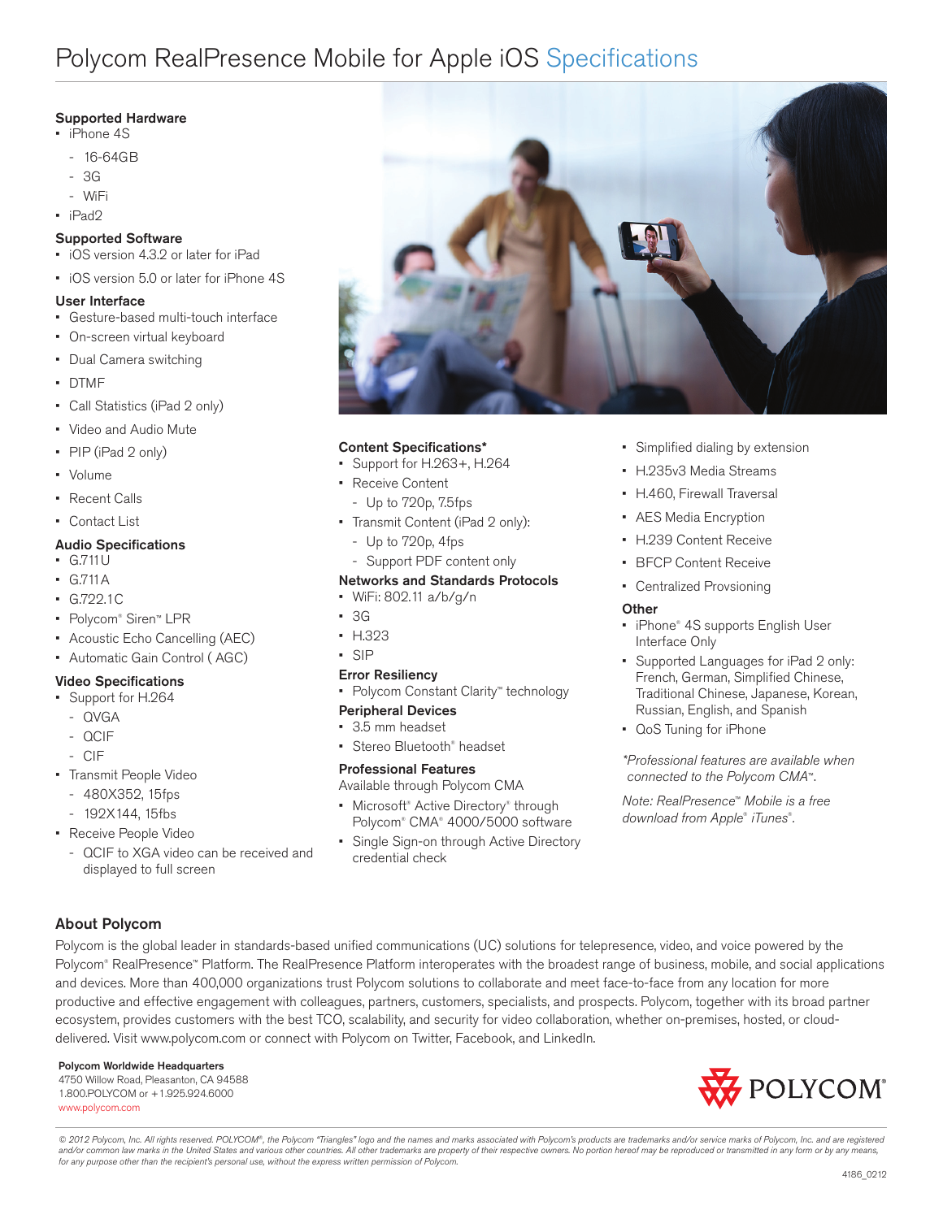# Polycom RealPresence Mobile for Apple iOS Specifications

### Supported Hardware

- iPhone 4S
  - 16-64GB
  - 3G
  - WiFi
- iPad2

### Supported Software

- iOS version 4.3.2 or later for iPad
- iOS version 5.0 or later for iPhone 4S

### User Interface

- Gesture-based multi-touch interface
- On-screen virtual keyboard
- Dual Camera switching
- DTMF
- Call Statistics (iPad 2 only)
- Video and Audio Mute
- PIP (iPad 2 only)
- Volume
- Recent Calls
- Contact List

### Audio Specifications

- G.711U
- G.711A
- G.722.1C
- Polycom® Siren™ LPR
- Acoustic Echo Cancelling (AEC)
- Automatic Gain Control ( AGC)

### Video Specifications

- Support for H.264
  - QVGA
  - QCIF
  - CIF
- Transmit People Video
  - 480X352, 15fps
  - 192X144, 15fbs
- Receive People Video
  - QCIF to XGA video can be received and displayed to full screen

### Content Specifications*

- Support for H.263+, H.264
- Receive Content
  - Up to 720p, 7.5fps
- Transmit Content (iPad 2 only):
  - Up to 720p, 4fps
  - Support PDF content only

### Networks and Standards Protocols

- WiFi: 802.11 a/b/g/n
- 3G
- H.323
- SIP

### Error Resiliency

- Polycom Constant Clarity™ technology

### Peripheral Devices

- 3.5 mm headset
- Stereo Bluetooth® headset

### Professional Features

Available through Polycom CMA

- Microsoft® Active Directory® through Polycom® CMA® 4000/5000 software
- Single Sign-on through Active Directory credential check
- Simplified dialing by extension
- H.235v3 Media Streams
- H.460, Firewall Traversal
- AES Media Encryption
- H.239 Content Receive
- BFCP Content Receive
- Centralized Provsioning

### Other

- iPhone® 4S supports English User Interface Only
- Supported Languages for iPad 2 only: French, German, Simplified Chinese, Traditional Chinese, Japanese, Korean, Russian, English, and Spanish
- QoS Tuning for iPhone

*\*Professional features are available when connected to the Polycom CMA™.*

*Note: RealPresence™ Mobile is a free download from Apple® iTunes®.*

### About Polycom

Polycom is the global leader in standards-based unified communications (UC) solutions for telepresence, video, and voice powered by the Polycom® RealPresence™ Platform. The RealPresence Platform interoperates with the broadest range of business, mobile, and social applications and devices. More than 400,000 organizations trust Polycom solutions to collaborate and meet face-to-face from any location for more productive and effective engagement with colleagues, partners, customers, specialists, and prospects. Polycom, together with its broad partner ecosystem, provides customers with the best TCO, scalability, and security for video collaboration, whether on-premises, hosted, or cloud-delivered. Visit www.polycom.com or connect with Polycom on Twitter, Facebook, and LinkedIn.

**Polycom Worldwide Headquarters**
4750 Willow Road, Pleasanton, CA 94588
1.800.POLYCOM or +1.925.924.6000
www.polycom.com

POLYCOM®

*© 2012 Polycom, Inc. All rights reserved. POLYCOM®, the Polycom "Triangles" logo and the names and marks associated with Polycom's products are trademarks and/or service marks of Polycom, Inc. and are registered and/or common law marks in the United States and various other countries. All other trademarks are property of their respective owners. No portion hereof may be reproduced or transmitted in any form or by any means, for any purpose other than the recipient's personal use, without the express written permission of Polycom.*

4186_0212